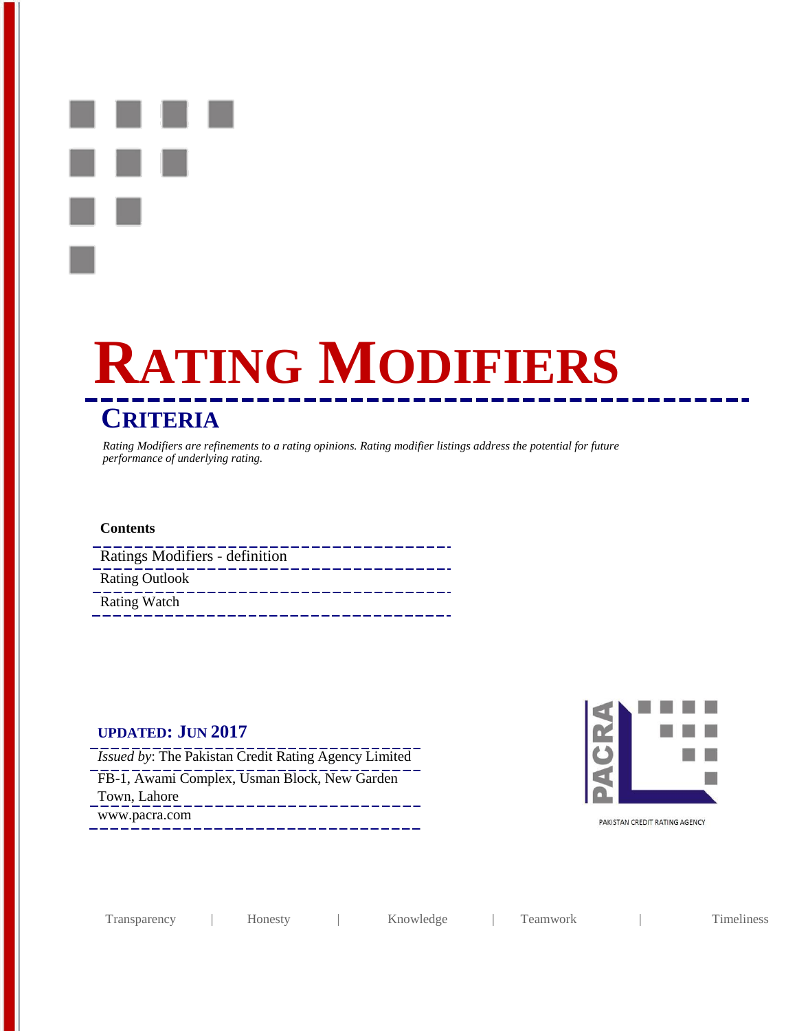# RATING MODIFIERS

## CRITERIA

*Rating Modifiers are refinements to a rating opinions. Rating modifier listings address the potential for future performance of underlying rating.*

**Contents**

- Ratings Modifiers - definition
- Rating Outlook
- Rating Watch

**UPDATED: JUN 2017**

*Issued by*: The Pakistan Credit Rating Agency Limited

FB-1, Awami Complex, Usman Block, New Garden Town, Lahore

www.pacra.com

PAKISTAN CREDIT RATING AGENCY

Transparency | Honesty | Knowledge | Teamwork | Timeliness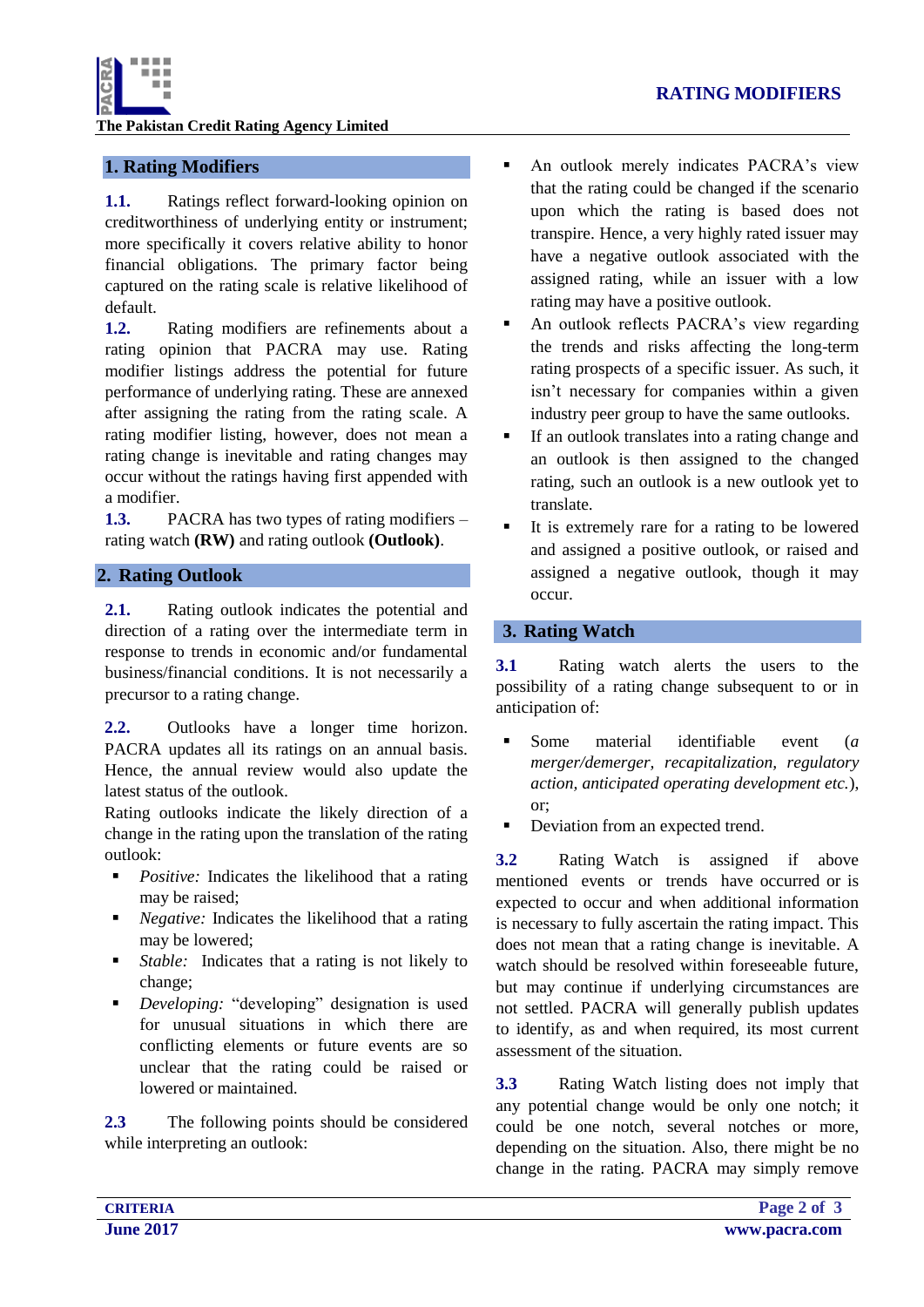## 1. Rating Modifiers

**1.1.** Ratings reflect forward-looking opinion on creditworthiness of underlying entity or instrument; more specifically it covers relative ability to honor financial obligations. The primary factor being captured on the rating scale is relative likelihood of default.

**1.2.** Rating modifiers are refinements about a rating opinion that PACRA may use. Rating modifier listings address the potential for future performance of underlying rating. These are annexed after assigning the rating from the rating scale. A rating modifier listing, however, does not mean a rating change is inevitable and rating changes may occur without the ratings having first appended with a modifier.

**1.3.** PACRA has two types of rating modifiers – rating watch **(RW)** and rating outlook **(Outlook)**.

## 2. Rating Outlook

**2.1.** Rating outlook indicates the potential and direction of a rating over the intermediate term in response to trends in economic and/or fundamental business/financial conditions. It is not necessarily a precursor to a rating change.

**2.2.** Outlooks have a longer time horizon. PACRA updates all its ratings on an annual basis. Hence, the annual review would also update the latest status of the outlook.

Rating outlooks indicate the likely direction of a change in the rating upon the translation of the rating outlook:

- *Positive:* Indicates the likelihood that a rating may be raised;
- *Negative:* Indicates the likelihood that a rating may be lowered;
- *Stable:* Indicates that a rating is not likely to change;
- *Developing:* "developing" designation is used for unusual situations in which there are conflicting elements or future events are so unclear that the rating could be raised or lowered or maintained.

**2.3** The following points should be considered while interpreting an outlook:

- An outlook merely indicates PACRA's view that the rating could be changed if the scenario upon which the rating is based does not transpire. Hence, a very highly rated issuer may have a negative outlook associated with the assigned rating, while an issuer with a low rating may have a positive outlook.
- An outlook reflects PACRA's view regarding the trends and risks affecting the long-term rating prospects of a specific issuer. As such, it isn't necessary for companies within a given industry peer group to have the same outlooks.
- If an outlook translates into a rating change and an outlook is then assigned to the changed rating, such an outlook is a new outlook yet to translate.
- It is extremely rare for a rating to be lowered and assigned a positive outlook, or raised and assigned a negative outlook, though it may occur.

## 3. Rating Watch

**3.1** Rating watch alerts the users to the possibility of a rating change subsequent to or in anticipation of:

- Some material identifiable event (*a merger/demerger, recapitalization, regulatory action, anticipated operating development etc.*), or;
- Deviation from an expected trend.

**3.2** Rating Watch is assigned if above mentioned events or trends have occurred or is expected to occur and when additional information is necessary to fully ascertain the rating impact. This does not mean that a rating change is inevitable. A watch should be resolved within foreseeable future, but may continue if underlying circumstances are not settled. PACRA will generally publish updates to identify, as and when required, its most current assessment of the situation.

**3.3** Rating Watch listing does not imply that any potential change would be only one notch; it could be one notch, several notches or more, depending on the situation. Also, there might be no change in the rating. PACRA may simply remove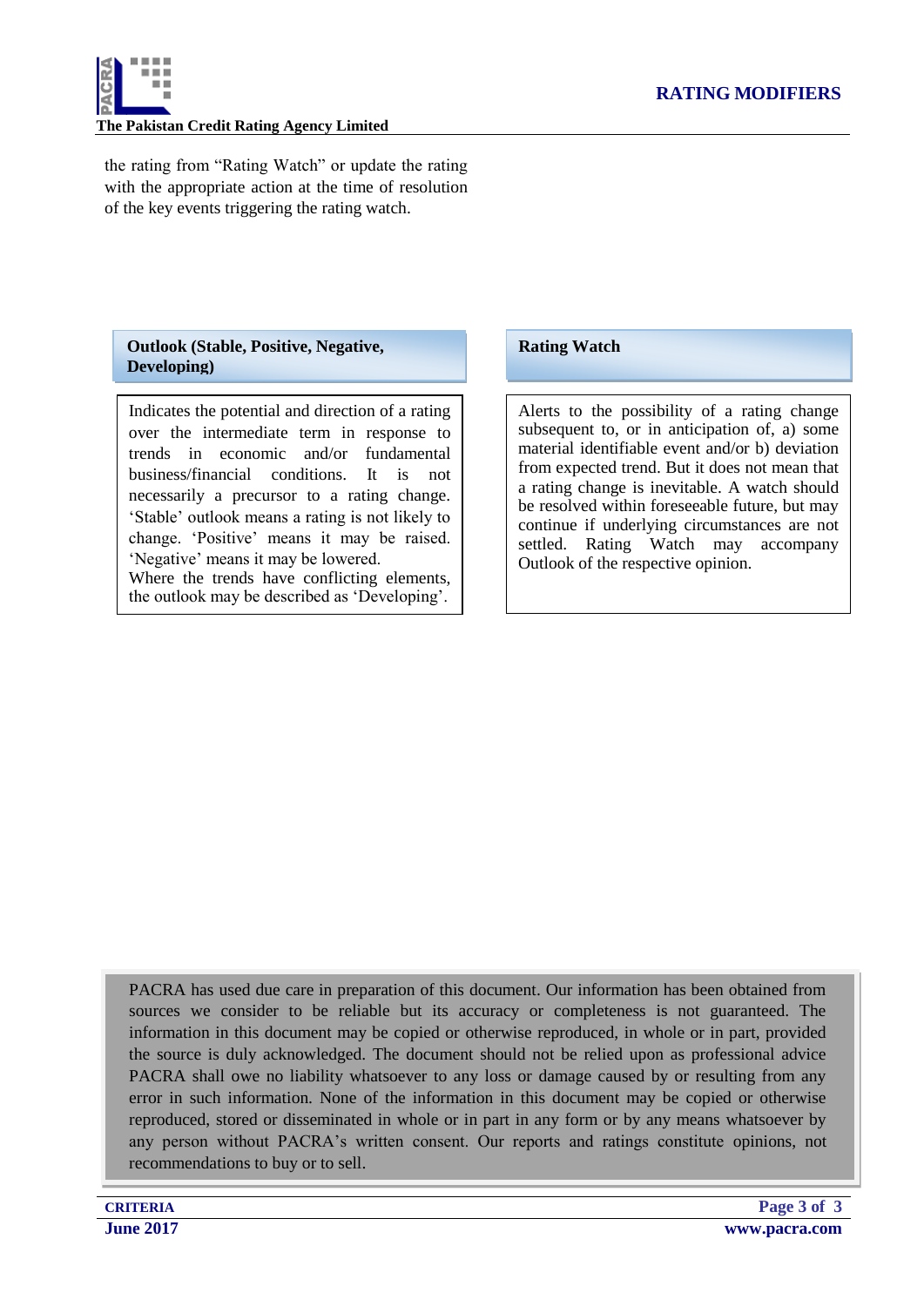the rating from "Rating Watch" or update the rating with the appropriate action at the time of resolution of the key events triggering the rating watch.

**Outlook (Stable, Positive, Negative, Developing)**

Indicates the potential and direction of a rating over the intermediate term in response to trends in economic and/or fundamental business/financial conditions. It is not necessarily a precursor to a rating change. 'Stable' outlook means a rating is not likely to change. 'Positive' means it may be raised. 'Negative' means it may be lowered.
Where the trends have conflicting elements, the outlook may be described as 'Developing'.

**Rating Watch**

Alerts to the possibility of a rating change subsequent to, or in anticipation of, a) some material identifiable event and/or b) deviation from expected trend. But it does not mean that a rating change is inevitable. A watch should be resolved within foreseeable future, but may continue if underlying circumstances are not settled. Rating Watch may accompany Outlook of the respective opinion.

PACRA has used due care in preparation of this document. Our information has been obtained from sources we consider to be reliable but its accuracy or completeness is not guaranteed. The information in this document may be copied or otherwise reproduced, in whole or in part, provided the source is duly acknowledged. The document should not be relied upon as professional advice PACRA shall owe no liability whatsoever to any loss or damage caused by or resulting from any error in such information. None of the information in this document may be copied or otherwise reproduced, stored or disseminated in whole or in part in any form or by any means whatsoever by any person without PACRA's written consent. Our reports and ratings constitute opinions, not recommendations to buy or to sell.